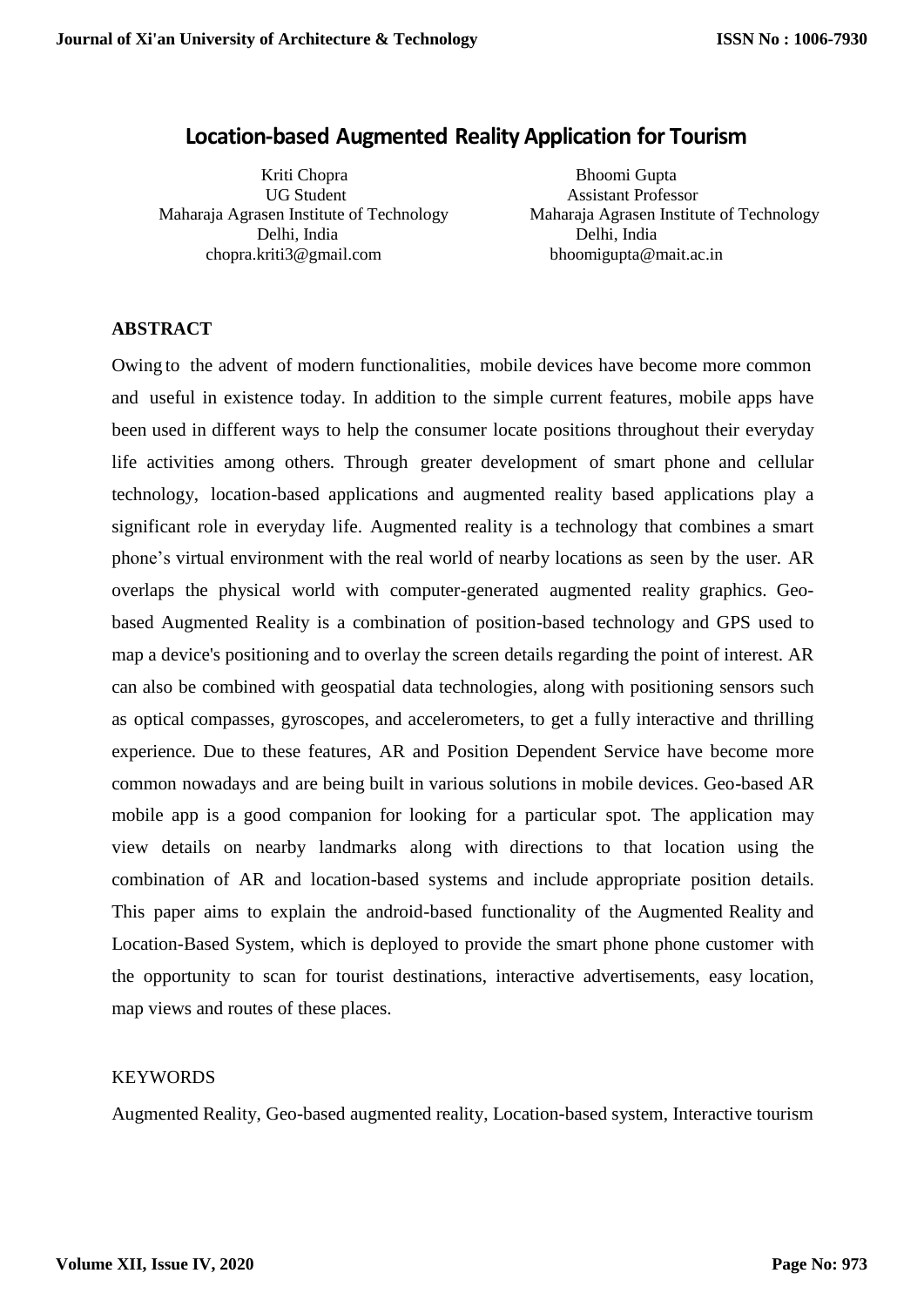# Location-based Augmented Reality Application for Tourism

Kriti Chopra
UG Student
Maharaja Agrasen Institute of Technology
Delhi, India
chopra.kriti3@gmail.com

Bhoomi Gupta
Assistant Professor
Maharaja Agrasen Institute of Technology
Delhi, India
bhoomigupta@mait.ac.in

## ABSTRACT

Owing to the advent of modern functionalities, mobile devices have become more common and useful in existence today. In addition to the simple current features, mobile apps have been used in different ways to help the consumer locate positions throughout their everyday life activities among others. Through greater development of smart phone and cellular technology, location-based applications and augmented reality based applications play a significant role in everyday life. Augmented reality is a technology that combines a smart phone's virtual environment with the real world of nearby locations as seen by the user. AR overlaps the physical world with computer-generated augmented reality graphics. Geo-based Augmented Reality is a combination of position-based technology and GPS used to map a device's positioning and to overlay the screen details regarding the point of interest. AR can also be combined with geospatial data technologies, along with positioning sensors such as optical compasses, gyroscopes, and accelerometers, to get a fully interactive and thrilling experience. Due to these features, AR and Position Dependent Service have become more common nowadays and are being built in various solutions in mobile devices. Geo-based AR mobile app is a good companion for looking for a particular spot. The application may view details on nearby landmarks along with directions to that location using the combination of AR and location-based systems and include appropriate position details. This paper aims to explain the android-based functionality of the Augmented Reality and Location-Based System, which is deployed to provide the smart phone phone customer with the opportunity to scan for tourist destinations, interactive advertisements, easy location, map views and routes of these places.

KEYWORDS

Augmented Reality, Geo-based augmented reality, Location-based system, Interactive tourism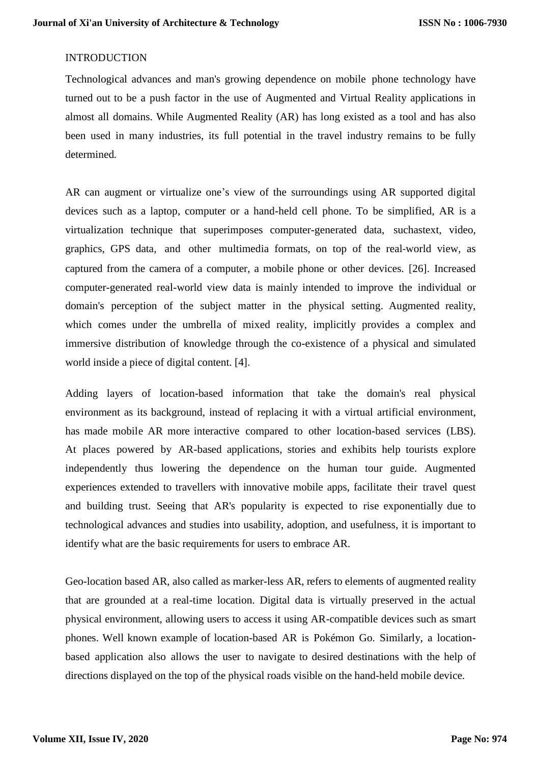## INTRODUCTION

Technological advances and man's growing dependence on mobile phone technology have turned out to be a push factor in the use of Augmented and Virtual Reality applications in almost all domains. While Augmented Reality (AR) has long existed as a tool and has also been used in many industries, its full potential in the travel industry remains to be fully determined.

AR can augment or virtualize one's view of the surroundings using AR supported digital devices such as a laptop, computer or a hand-held cell phone. To be simplified, AR is a virtualization technique that superimposes computer-generated data, suchastext, video, graphics, GPS data, and other multimedia formats, on top of the real-world view, as captured from the camera of a computer, a mobile phone or other devices. [26]. Increased computer-generated real-world view data is mainly intended to improve the individual or domain's perception of the subject matter in the physical setting. Augmented reality, which comes under the umbrella of mixed reality, implicitly provides a complex and immersive distribution of knowledge through the co-existence of a physical and simulated world inside a piece of digital content. [4].

Adding layers of location-based information that take the domain's real physical environment as its background, instead of replacing it with a virtual artificial environment, has made mobile AR more interactive compared to other location-based services (LBS). At places powered by AR-based applications, stories and exhibits help tourists explore independently thus lowering the dependence on the human tour guide. Augmented experiences extended to travellers with innovative mobile apps, facilitate their travel quest and building trust. Seeing that AR's popularity is expected to rise exponentially due to technological advances and studies into usability, adoption, and usefulness, it is important to identify what are the basic requirements for users to embrace AR.

Geo-location based AR, also called as marker-less AR, refers to elements of augmented reality that are grounded at a real-time location. Digital data is virtually preserved in the actual physical environment, allowing users to access it using AR-compatible devices such as smart phones. Well known example of location-based AR is Pokémon Go. Similarly, a location-based application also allows the user to navigate to desired destinations with the help of directions displayed on the top of the physical roads visible on the hand-held mobile device.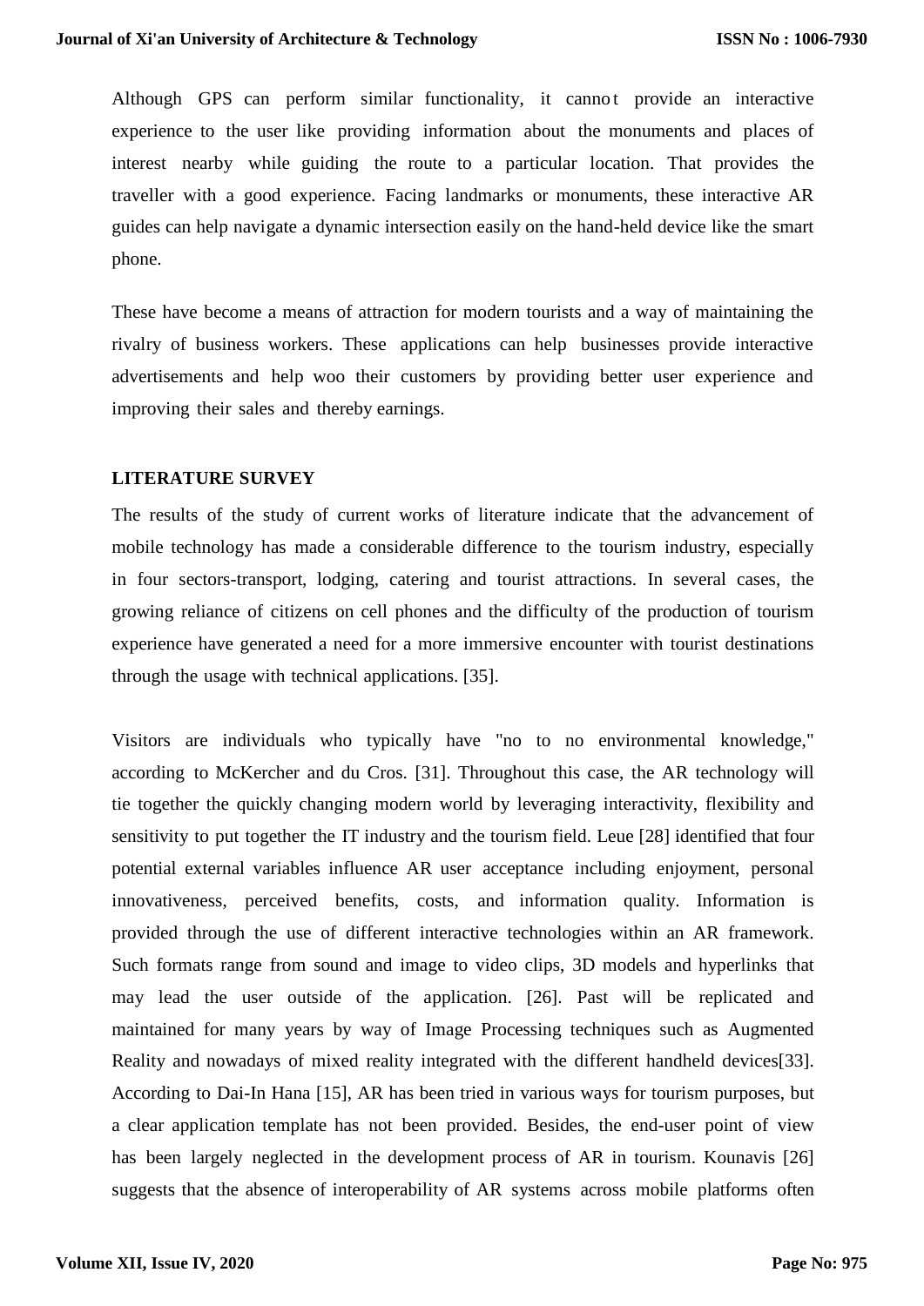Although GPS can perform similar functionality, it cannot provide an interactive experience to the user like providing information about the monuments and places of interest nearby while guiding the route to a particular location. That provides the traveller with a good experience. Facing landmarks or monuments, these interactive AR guides can help navigate a dynamic intersection easily on the hand-held device like the smart phone.

These have become a means of attraction for modern tourists and a way of maintaining the rivalry of business workers. These applications can help businesses provide interactive advertisements and help woo their customers by providing better user experience and improving their sales and thereby earnings.

## LITERATURE SURVEY

The results of the study of current works of literature indicate that the advancement of mobile technology has made a considerable difference to the tourism industry, especially in four sectors-transport, lodging, catering and tourist attractions. In several cases, the growing reliance of citizens on cell phones and the difficulty of the production of tourism experience have generated a need for a more immersive encounter with tourist destinations through the usage with technical applications. [35].

Visitors are individuals who typically have "no to no environmental knowledge," according to McKercher and du Cros. [31]. Throughout this case, the AR technology will tie together the quickly changing modern world by leveraging interactivity, flexibility and sensitivity to put together the IT industry and the tourism field. Leue [28] identified that four potential external variables influence AR user acceptance including enjoyment, personal innovativeness, perceived benefits, costs, and information quality. Information is provided through the use of different interactive technologies within an AR framework. Such formats range from sound and image to video clips, 3D models and hyperlinks that may lead the user outside of the application. [26]. Past will be replicated and maintained for many years by way of Image Processing techniques such as Augmented Reality and nowadays of mixed reality integrated with the different handheld devices[33]. According to Dai-In Hana [15], AR has been tried in various ways for tourism purposes, but a clear application template has not been provided. Besides, the end-user point of view has been largely neglected in the development process of AR in tourism. Kounavis [26] suggests that the absence of interoperability of AR systems across mobile platforms often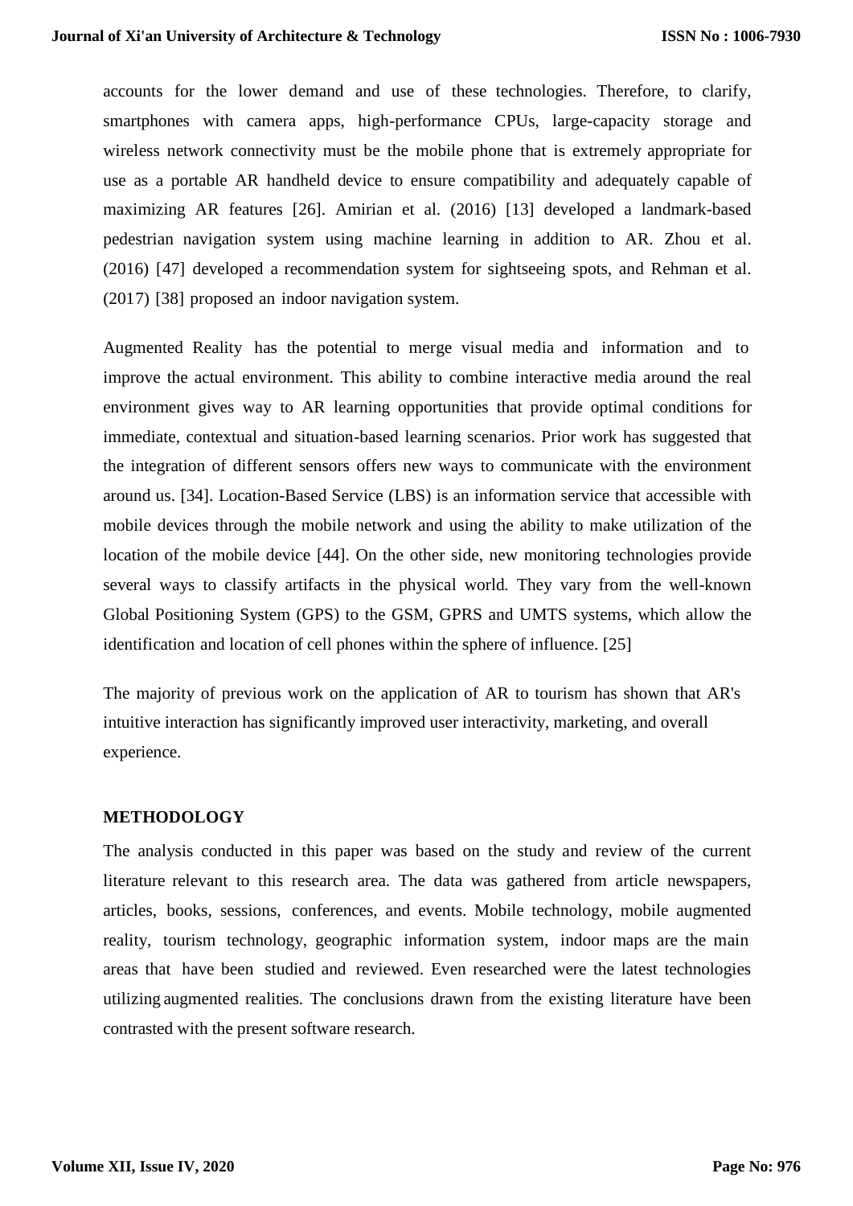accounts for the lower demand and use of these technologies. Therefore, to clarify, smartphones with camera apps, high-performance CPUs, large-capacity storage and wireless network connectivity must be the mobile phone that is extremely appropriate for use as a portable AR handheld device to ensure compatibility and adequately capable of maximizing AR features [26]. Amirian et al. (2016) [13] developed a landmark-based pedestrian navigation system using machine learning in addition to AR. Zhou et al. (2016) [47] developed a recommendation system for sightseeing spots, and Rehman et al. (2017) [38] proposed an indoor navigation system.

Augmented Reality has the potential to merge visual media and information and to improve the actual environment. This ability to combine interactive media around the real environment gives way to AR learning opportunities that provide optimal conditions for immediate, contextual and situation-based learning scenarios. Prior work has suggested that the integration of different sensors offers new ways to communicate with the environment around us. [34]. Location-Based Service (LBS) is an information service that accessible with mobile devices through the mobile network and using the ability to make utilization of the location of the mobile device [44]. On the other side, new monitoring technologies provide several ways to classify artifacts in the physical world. They vary from the well-known Global Positioning System (GPS) to the GSM, GPRS and UMTS systems, which allow the identification and location of cell phones within the sphere of influence. [25]

The majority of previous work on the application of AR to tourism has shown that AR's intuitive interaction has significantly improved user interactivity, marketing, and overall experience.

## METHODOLOGY

The analysis conducted in this paper was based on the study and review of the current literature relevant to this research area. The data was gathered from article newspapers, articles, books, sessions, conferences, and events. Mobile technology, mobile augmented reality, tourism technology, geographic information system, indoor maps are the main areas that have been studied and reviewed. Even researched were the latest technologies utilizing augmented realities. The conclusions drawn from the existing literature have been contrasted with the present software research.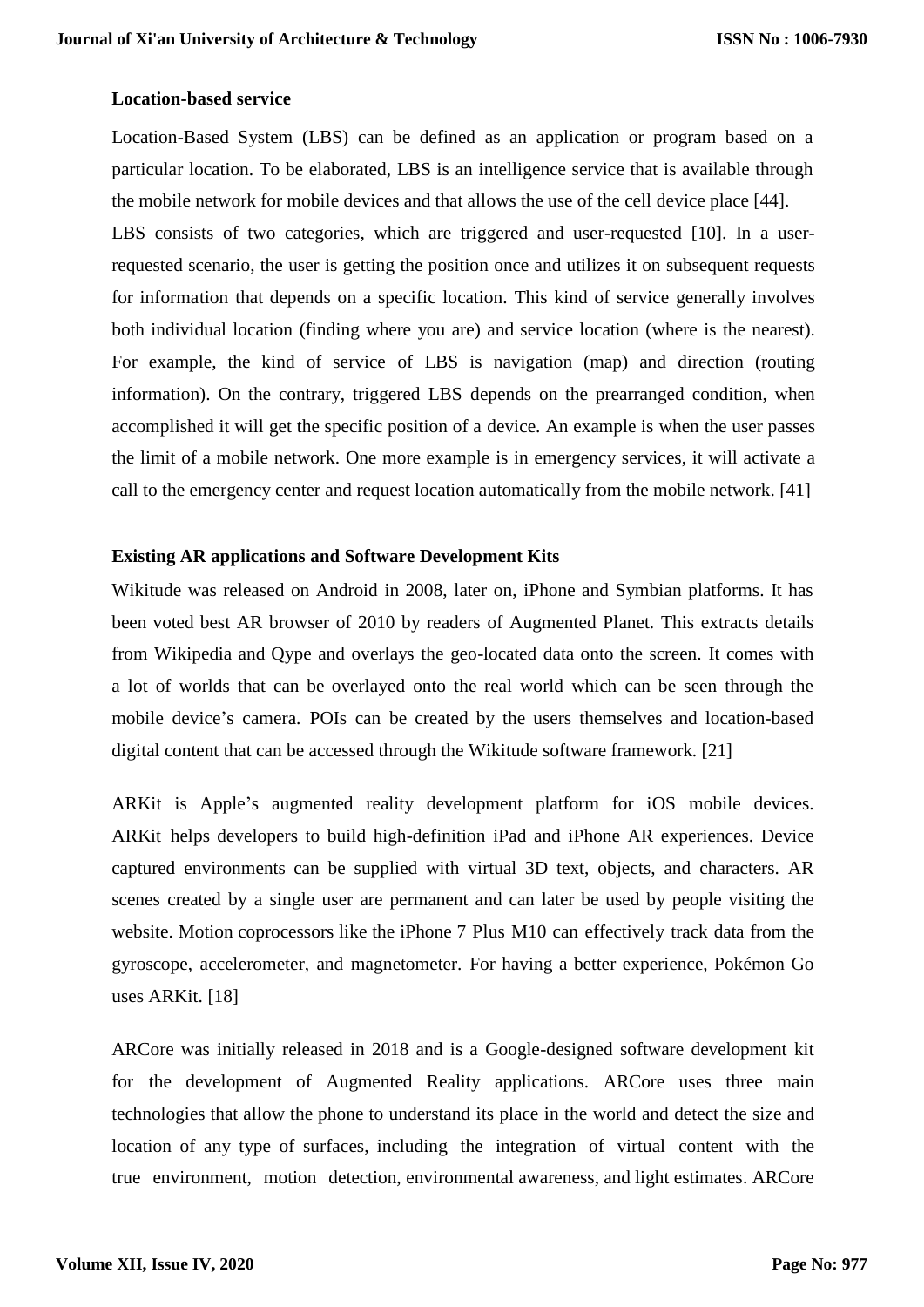**Location-based service**

Location-Based System (LBS) can be defined as an application or program based on a particular location. To be elaborated, LBS is an intelligence service that is available through the mobile network for mobile devices and that allows the use of the cell device place [44].

LBS consists of two categories, which are triggered and user-requested [10]. In a user-requested scenario, the user is getting the position once and utilizes it on subsequent requests for information that depends on a specific location. This kind of service generally involves both individual location (finding where you are) and service location (where is the nearest). For example, the kind of service of LBS is navigation (map) and direction (routing information). On the contrary, triggered LBS depends on the prearranged condition, when accomplished it will get the specific position of a device. An example is when the user passes the limit of a mobile network. One more example is in emergency services, it will activate a call to the emergency center and request location automatically from the mobile network. [41]

**Existing AR applications and Software Development Kits**

Wikitude was released on Android in 2008, later on, iPhone and Symbian platforms. It has been voted best AR browser of 2010 by readers of Augmented Planet. This extracts details from Wikipedia and Qype and overlays the geo-located data onto the screen. It comes with a lot of worlds that can be overlayed onto the real world which can be seen through the mobile device's camera. POIs can be created by the users themselves and location-based digital content that can be accessed through the Wikitude software framework. [21]

ARKit is Apple's augmented reality development platform for iOS mobile devices. ARKit helps developers to build high-definition iPad and iPhone AR experiences. Device captured environments can be supplied with virtual 3D text, objects, and characters. AR scenes created by a single user are permanent and can later be used by people visiting the website. Motion coprocessors like the iPhone 7 Plus M10 can effectively track data from the gyroscope, accelerometer, and magnetometer. For having a better experience, Pokémon Go uses ARKit. [18]

ARCore was initially released in 2018 and is a Google-designed software development kit for the development of Augmented Reality applications. ARCore uses three main technologies that allow the phone to understand its place in the world and detect the size and location of any type of surfaces, including the integration of virtual content with the true environment, motion detection, environmental awareness, and light estimates. ARCore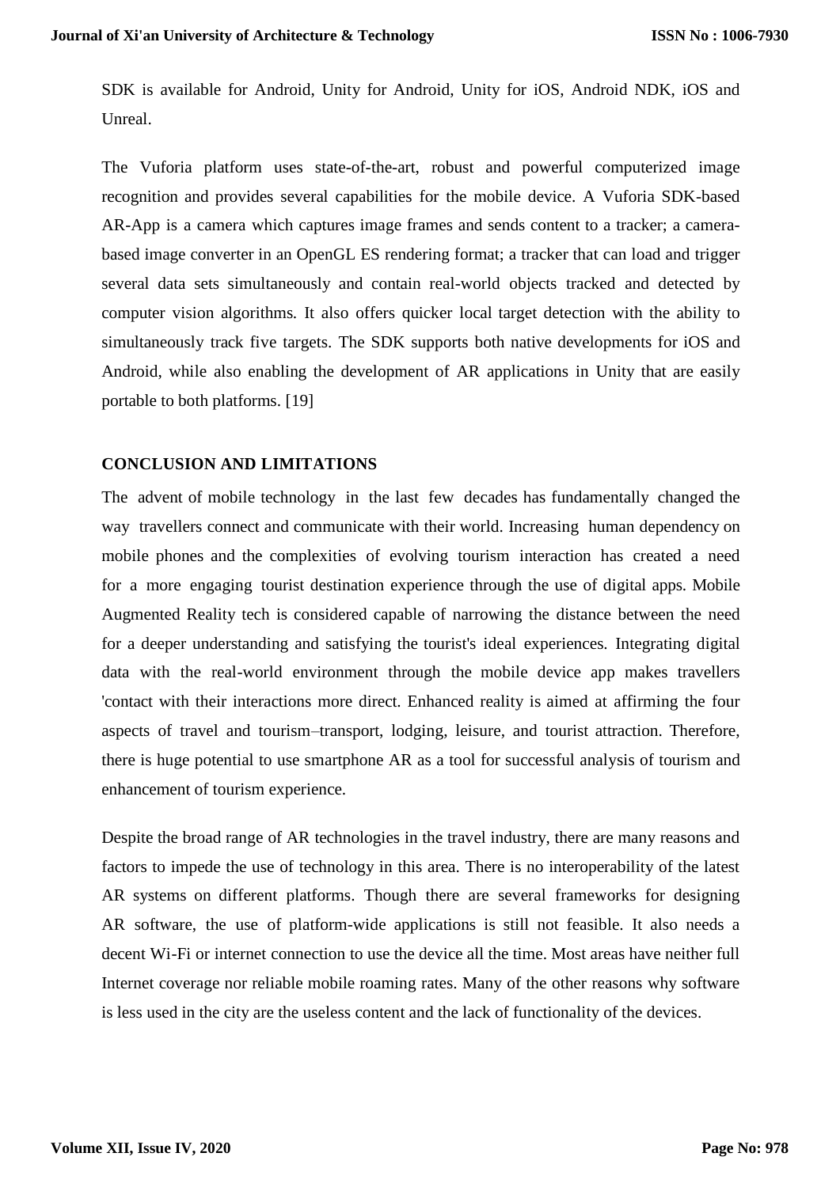SDK is available for Android, Unity for Android, Unity for iOS, Android NDK, iOS and Unreal.

The Vuforia platform uses state-of-the-art, robust and powerful computerized image recognition and provides several capabilities for the mobile device. A Vuforia SDK-based AR-App is a camera which captures image frames and sends content to a tracker; a camera-based image converter in an OpenGL ES rendering format; a tracker that can load and trigger several data sets simultaneously and contain real-world objects tracked and detected by computer vision algorithms. It also offers quicker local target detection with the ability to simultaneously track five targets. The SDK supports both native developments for iOS and Android, while also enabling the development of AR applications in Unity that are easily portable to both platforms. [19]

## CONCLUSION AND LIMITATIONS

The advent of mobile technology in the last few decades has fundamentally changed the way travellers connect and communicate with their world. Increasing human dependency on mobile phones and the complexities of evolving tourism interaction has created a need for a more engaging tourist destination experience through the use of digital apps. Mobile Augmented Reality tech is considered capable of narrowing the distance between the need for a deeper understanding and satisfying the tourist's ideal experiences. Integrating digital data with the real-world environment through the mobile device app makes travellers 'contact with their interactions more direct. Enhanced reality is aimed at affirming the four aspects of travel and tourism–transport, lodging, leisure, and tourist attraction. Therefore, there is huge potential to use smartphone AR as a tool for successful analysis of tourism and enhancement of tourism experience.

Despite the broad range of AR technologies in the travel industry, there are many reasons and factors to impede the use of technology in this area. There is no interoperability of the latest AR systems on different platforms. Though there are several frameworks for designing AR software, the use of platform-wide applications is still not feasible. It also needs a decent Wi-Fi or internet connection to use the device all the time. Most areas have neither full Internet coverage nor reliable mobile roaming rates. Many of the other reasons why software is less used in the city are the useless content and the lack of functionality of the devices.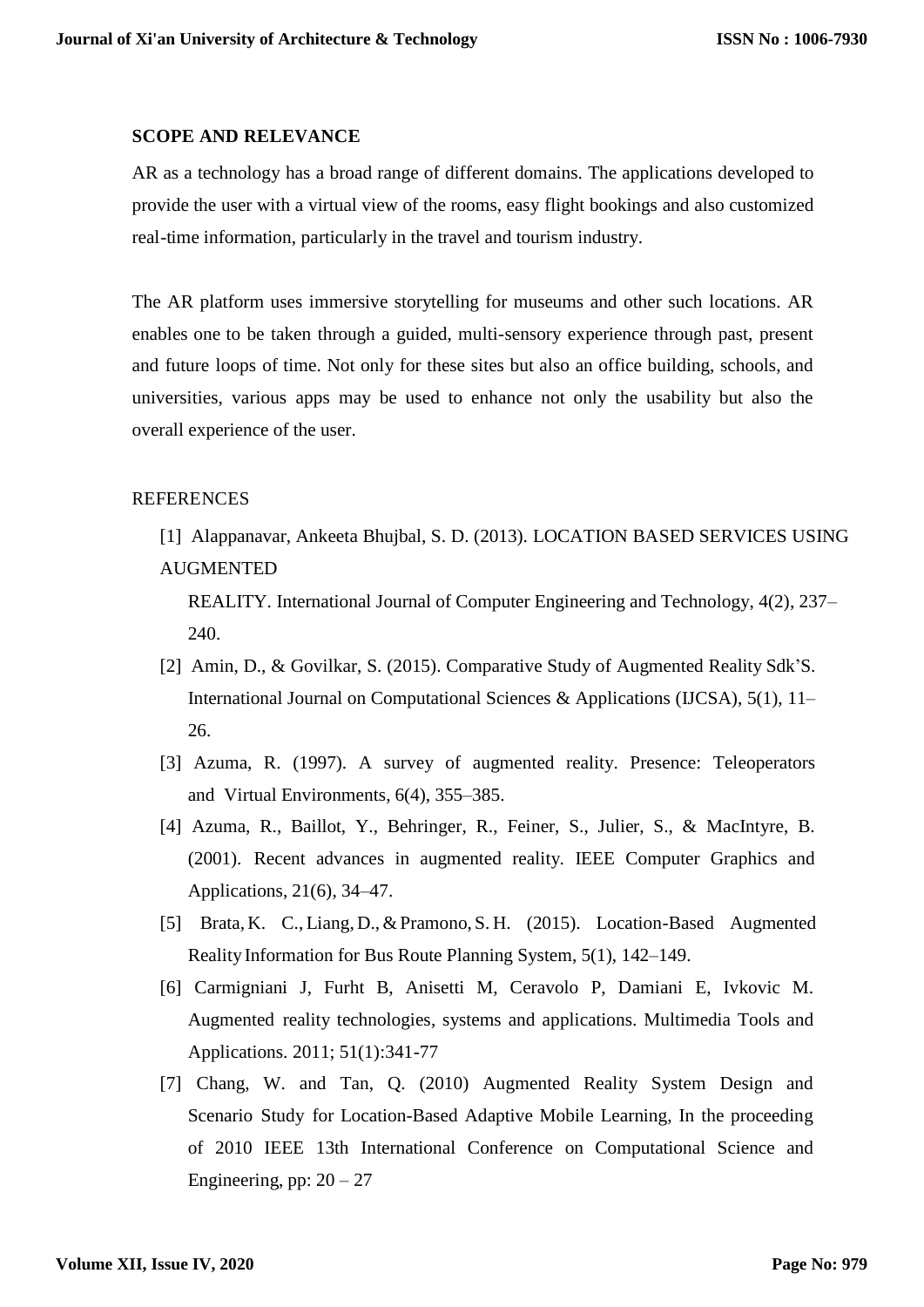## SCOPE AND RELEVANCE

AR as a technology has a broad range of different domains. The applications developed to provide the user with a virtual view of the rooms, easy flight bookings and also customized real-time information, particularly in the travel and tourism industry.

The AR platform uses immersive storytelling for museums and other such locations. AR enables one to be taken through a guided, multi-sensory experience through past, present and future loops of time. Not only for these sites but also an office building, schools, and universities, various apps may be used to enhance not only the usability but also the overall experience of the user.

## REFERENCES

[1] Alappanavar, Ankeeta Bhujbal, S. D. (2013). LOCATION BASED SERVICES USING AUGMENTED REALITY. International Journal of Computer Engineering and Technology, 4(2), 237–240.

[2] Amin, D., & Govilkar, S. (2015). Comparative Study of Augmented Reality Sdk'S. International Journal on Computational Sciences & Applications (IJCSA), 5(1), 11–26.

[3] Azuma, R. (1997). A survey of augmented reality. Presence: Teleoperators and Virtual Environments, 6(4), 355–385.

[4] Azuma, R., Baillot, Y., Behringer, R., Feiner, S., Julier, S., & MacIntyre, B. (2001). Recent advances in augmented reality. IEEE Computer Graphics and Applications, 21(6), 34–47.

[5] Brata, K. C., Liang, D., & Pramono, S. H. (2015). Location-Based Augmented Reality Information for Bus Route Planning System, 5(1), 142–149.

[6] Carmigniani J, Furht B, Anisetti M, Ceravolo P, Damiani E, Ivkovic M. Augmented reality technologies, systems and applications. Multimedia Tools and Applications. 2011; 51(1):341-77

[7] Chang, W. and Tan, Q. (2010) Augmented Reality System Design and Scenario Study for Location-Based Adaptive Mobile Learning, In the proceeding of 2010 IEEE 13th International Conference on Computational Science and Engineering, pp: 20 – 27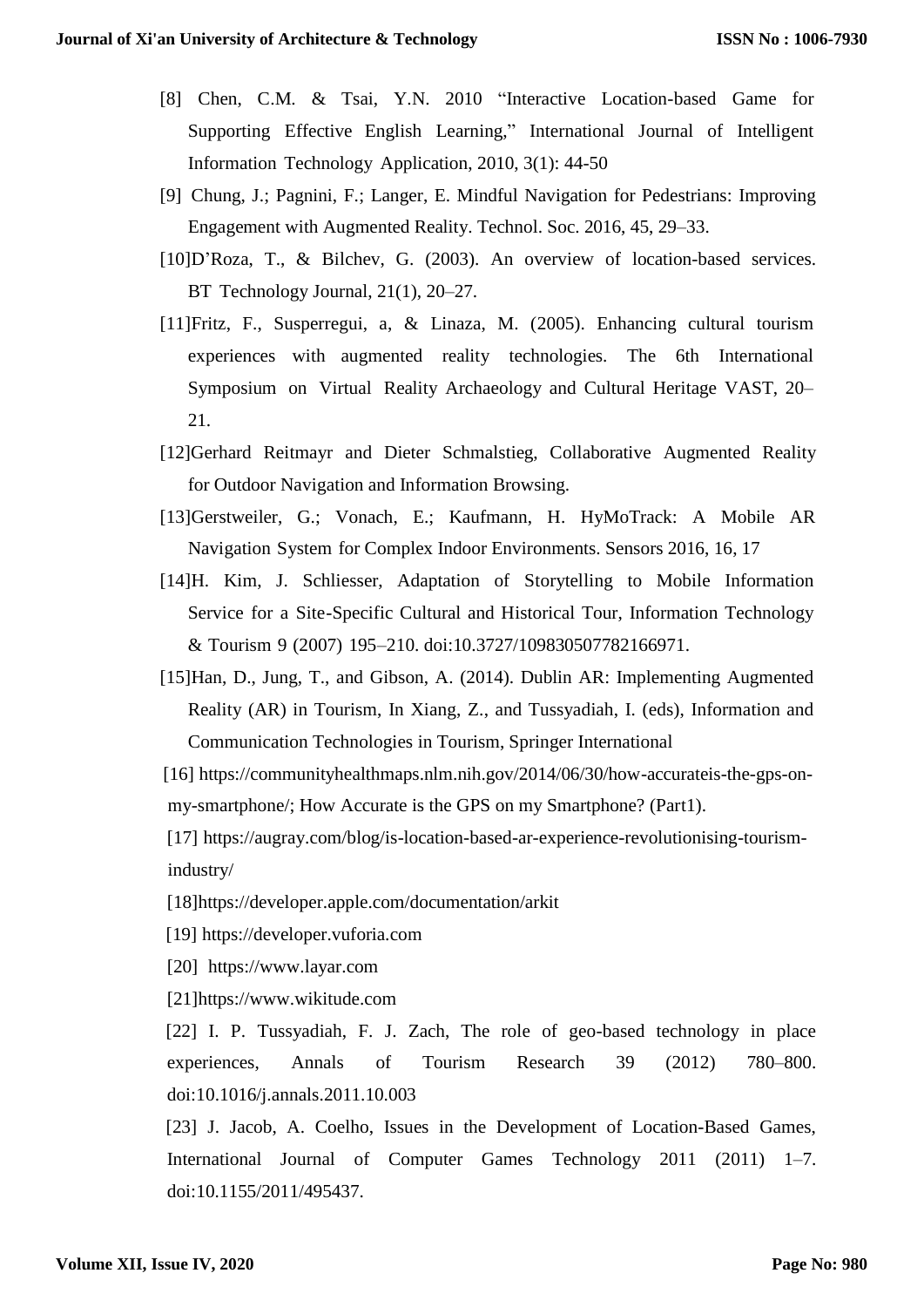[8] Chen, C.M. & Tsai, Y.N. 2010 “Interactive Location-based Game for Supporting Effective English Learning,” International Journal of Intelligent Information Technology Application, 2010, 3(1): 44-50

[9] Chung, J.; Pagnini, F.; Langer, E. Mindful Navigation for Pedestrians: Improving Engagement with Augmented Reality. Technol. Soc. 2016, 45, 29–33.

[10]D’Roza, T., & Bilchev, G. (2003). An overview of location-based services. BT Technology Journal, 21(1), 20–27.

[11]Fritz, F., Susperregui, a, & Linaza, M. (2005). Enhancing cultural tourism experiences with augmented reality technologies. The 6th International Symposium on Virtual Reality Archaeology and Cultural Heritage VAST, 20–21.

[12]Gerhard Reitmayr and Dieter Schmalstieg, Collaborative Augmented Reality for Outdoor Navigation and Information Browsing.

[13]Gerstweiler, G.; Vonach, E.; Kaufmann, H. HyMoTrack: A Mobile AR Navigation System for Complex Indoor Environments. Sensors 2016, 16, 17

[14]H. Kim, J. Schliesser, Adaptation of Storytelling to Mobile Information Service for a Site-Specific Cultural and Historical Tour, Information Technology & Tourism 9 (2007) 195–210. doi:10.3727/109830507782166971.

[15]Han, D., Jung, T., and Gibson, A. (2014). Dublin AR: Implementing Augmented Reality (AR) in Tourism, In Xiang, Z., and Tussyadiah, I. (eds), Information and Communication Technologies in Tourism, Springer International

[16] https://communityhealthmaps.nlm.nih.gov/2014/06/30/how-accurateis-the-gps-on-my-smartphone/; How Accurate is the GPS on my Smartphone? (Part1).

[17] https://augray.com/blog/is-location-based-ar-experience-revolutionising-tourism-industry/

[18]https://developer.apple.com/documentation/arkit

[19] https://developer.vuforia.com

[20] https://www.layar.com

[21]https://www.wikitude.com

[22] I. P. Tussyadiah, F. J. Zach, The role of geo-based technology in place experiences, Annals of Tourism Research 39 (2012) 780–800. doi:10.1016/j.annals.2011.10.003

[23] J. Jacob, A. Coelho, Issues in the Development of Location-Based Games, International Journal of Computer Games Technology 2011 (2011) 1–7. doi:10.1155/2011/495437.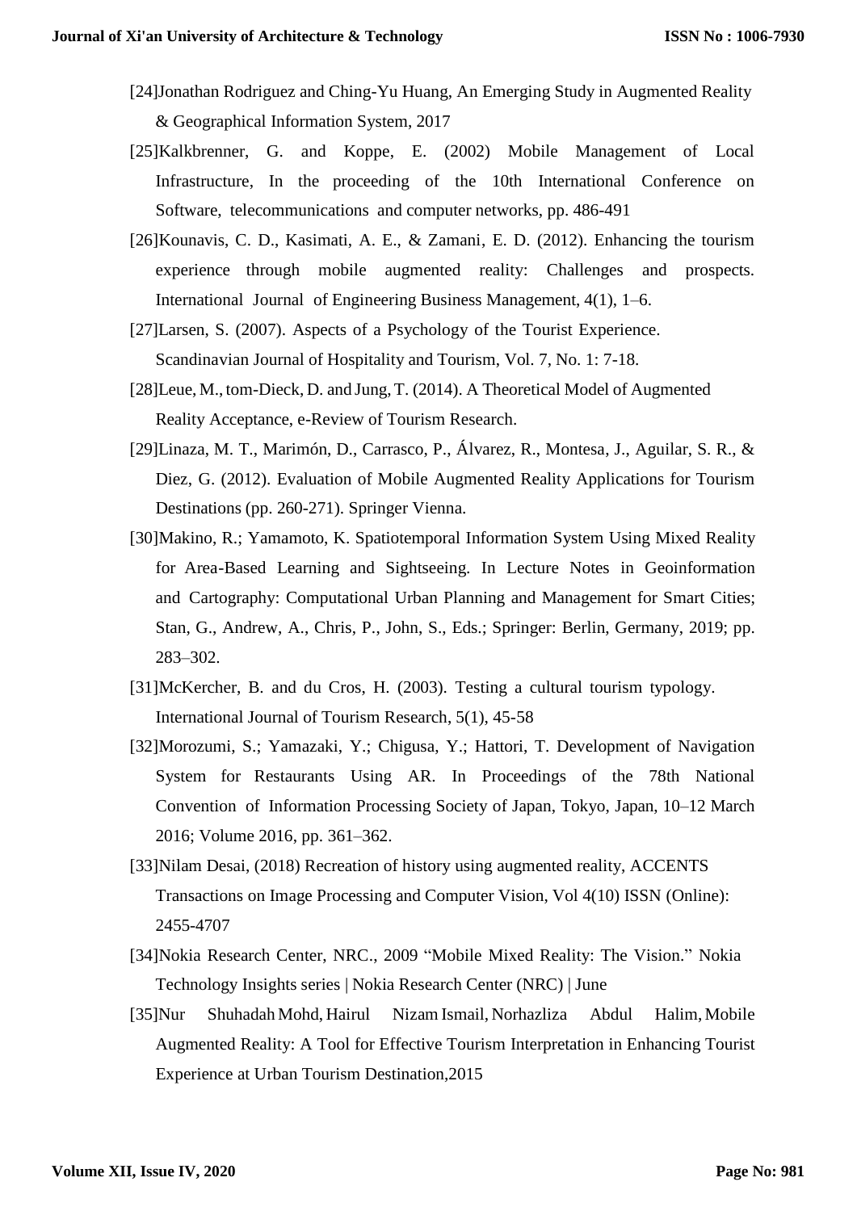[24]Jonathan Rodriguez and Ching-Yu Huang, An Emerging Study in Augmented Reality & Geographical Information System, 2017

[25]Kalkbrenner, G. and Koppe, E. (2002) Mobile Management of Local Infrastructure, In the proceeding of the 10th International Conference on Software, telecommunications and computer networks, pp. 486-491

[26]Kounavis, C. D., Kasimati, A. E., & Zamani, E. D. (2012). Enhancing the tourism experience through mobile augmented reality: Challenges and prospects. International Journal of Engineering Business Management, 4(1), 1–6.

[27]Larsen, S. (2007). Aspects of a Psychology of the Tourist Experience. Scandinavian Journal of Hospitality and Tourism, Vol. 7, No. 1: 7-18.

[28]Leue, M., tom-Dieck, D. and Jung, T. (2014). A Theoretical Model of Augmented Reality Acceptance, e-Review of Tourism Research.

[29]Linaza, M. T., Marimón, D., Carrasco, P., Álvarez, R., Montesa, J., Aguilar, S. R., & Diez, G. (2012). Evaluation of Mobile Augmented Reality Applications for Tourism Destinations (pp. 260-271). Springer Vienna.

[30]Makino, R.; Yamamoto, K. Spatiotemporal Information System Using Mixed Reality for Area-Based Learning and Sightseeing. In Lecture Notes in Geoinformation and Cartography: Computational Urban Planning and Management for Smart Cities; Stan, G., Andrew, A., Chris, P., John, S., Eds.; Springer: Berlin, Germany, 2019; pp. 283–302.

[31]McKercher, B. and du Cros, H. (2003). Testing a cultural tourism typology. International Journal of Tourism Research, 5(1), 45-58

[32]Morozumi, S.; Yamazaki, Y.; Chigusa, Y.; Hattori, T. Development of Navigation System for Restaurants Using AR. In Proceedings of the 78th National Convention of Information Processing Society of Japan, Tokyo, Japan, 10–12 March 2016; Volume 2016, pp. 361–362.

[33]Nilam Desai, (2018) Recreation of history using augmented reality, ACCENTS Transactions on Image Processing and Computer Vision, Vol 4(10) ISSN (Online): 2455-4707

[34]Nokia Research Center, NRC., 2009 "Mobile Mixed Reality: The Vision." Nokia Technology Insights series | Nokia Research Center (NRC) | June

[35]Nur Shuhadah Mohd, Hairul Nizam Ismail, Norhazliza Abdul Halim, Mobile Augmented Reality: A Tool for Effective Tourism Interpretation in Enhancing Tourist Experience at Urban Tourism Destination,2015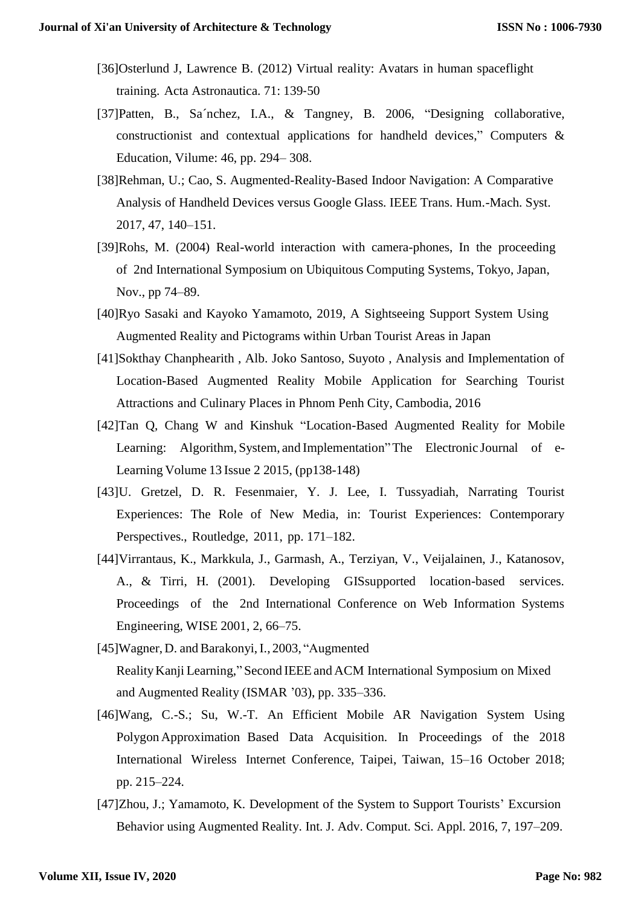[36]Osterlund J, Lawrence B. (2012) Virtual reality: Avatars in human spaceflight training. Acta Astronautica. 71: 139-50

[37]Patten, B., Sa´nchez, I.A., & Tangney, B. 2006, "Designing collaborative, constructionist and contextual applications for handheld devices," Computers & Education, Vilume: 46, pp. 294– 308.

[38]Rehman, U.; Cao, S. Augmented-Reality-Based Indoor Navigation: A Comparative Analysis of Handheld Devices versus Google Glass. IEEE Trans. Hum.-Mach. Syst. 2017, 47, 140–151.

[39]Rohs, M. (2004) Real-world interaction with camera-phones, In the proceeding of 2nd International Symposium on Ubiquitous Computing Systems, Tokyo, Japan, Nov., pp 74–89.

[40]Ryo Sasaki and Kayoko Yamamoto, 2019, A Sightseeing Support System Using Augmented Reality and Pictograms within Urban Tourist Areas in Japan

[41]Sokthay Chanphearith , Alb. Joko Santoso, Suyoto , Analysis and Implementation of Location-Based Augmented Reality Mobile Application for Searching Tourist Attractions and Culinary Places in Phnom Penh City, Cambodia, 2016

[42]Tan Q, Chang W and Kinshuk "Location-Based Augmented Reality for Mobile Learning: Algorithm, System, and Implementation" The Electronic Journal of e-Learning Volume 13 Issue 2 2015, (pp138-148)

[43]U. Gretzel, D. R. Fesenmaier, Y. J. Lee, I. Tussyadiah, Narrating Tourist Experiences: The Role of New Media, in: Tourist Experiences: Contemporary Perspectives., Routledge, 2011, pp. 171–182.

[44]Virrantaus, K., Markkula, J., Garmash, A., Terziyan, V., Veijalainen, J., Katanosov, A., & Tirri, H. (2001). Developing GISsupported location-based services. Proceedings of the 2nd International Conference on Web Information Systems Engineering, WISE 2001, 2, 66–75.

[45]Wagner, D. and Barakonyi, I., 2003, "Augmented Reality Kanji Learning," Second IEEE and ACM International Symposium on Mixed and Augmented Reality (ISMAR '03), pp. 335–336.

[46]Wang, C.-S.; Su, W.-T. An Efficient Mobile AR Navigation System Using Polygon Approximation Based Data Acquisition. In Proceedings of the 2018 International Wireless Internet Conference, Taipei, Taiwan, 15–16 October 2018; pp. 215–224.

[47]Zhou, J.; Yamamoto, K. Development of the System to Support Tourists' Excursion Behavior using Augmented Reality. Int. J. Adv. Comput. Sci. Appl. 2016, 7, 197–209.